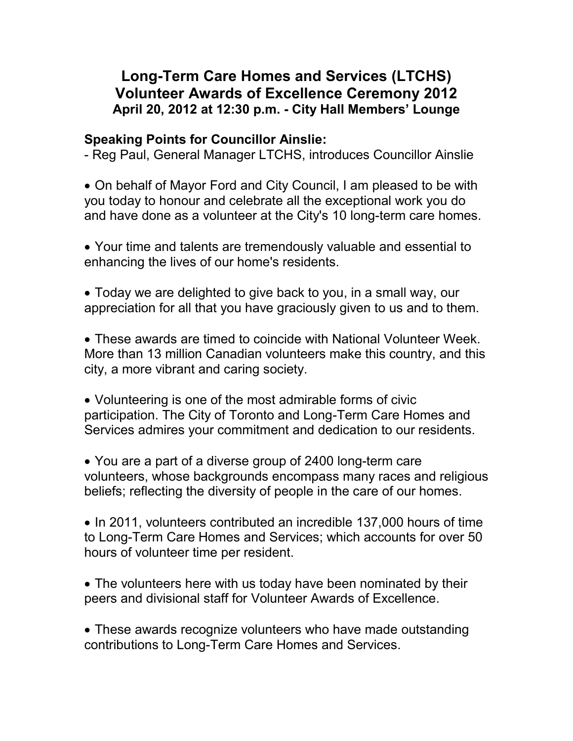# Long-Term Care Homes and Services (LTCHS) Volunteer Awards of Excellence Ceremony 2012

### April 20, 2012 at 12:30 p.m. - City Hall Members' Lounge

**Speaking Points for Councillor Ainslie:**

- Reg Paul, General Manager LTCHS, introduces Councillor Ainslie

- On behalf of Mayor Ford and City Council, I am pleased to be with you today to honour and celebrate all the exceptional work you do and have done as a volunteer at the City's 10 long-term care homes.

- Your time and talents are tremendously valuable and essential to enhancing the lives of our home's residents.

- Today we are delighted to give back to you, in a small way, our appreciation for all that you have graciously given to us and to them.

- These awards are timed to coincide with National Volunteer Week. More than 13 million Canadian volunteers make this country, and this city, a more vibrant and caring society.

- Volunteering is one of the most admirable forms of civic participation. The City of Toronto and Long-Term Care Homes and Services admires your commitment and dedication to our residents.

- You are a part of a diverse group of 2400 long-term care volunteers, whose backgrounds encompass many races and religious beliefs; reflecting the diversity of people in the care of our homes.

- In 2011, volunteers contributed an incredible 137,000 hours of time to Long-Term Care Homes and Services; which accounts for over 50 hours of volunteer time per resident.

- The volunteers here with us today have been nominated by their peers and divisional staff for Volunteer Awards of Excellence.

- These awards recognize volunteers who have made outstanding contributions to Long-Term Care Homes and Services.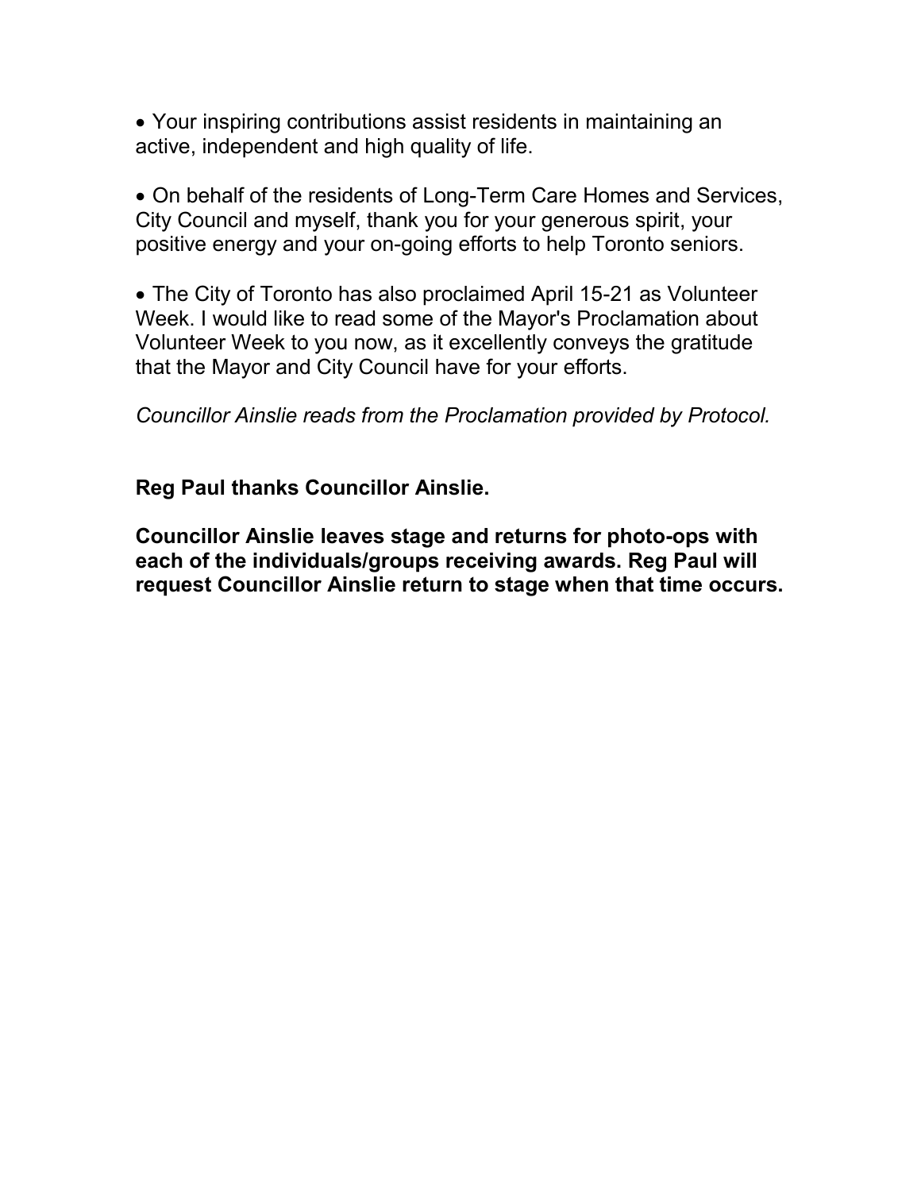- Your inspiring contributions assist residents in maintaining an active, independent and high quality of life.

- On behalf of the residents of Long-Term Care Homes and Services, City Council and myself, thank you for your generous spirit, your positive energy and your on-going efforts to help Toronto seniors.

- The City of Toronto has also proclaimed April 15-21 as Volunteer Week. I would like to read some of the Mayor's Proclamation about Volunteer Week to you now, as it excellently conveys the gratitude that the Mayor and City Council have for your efforts.

*Councillor Ainslie reads from the Proclamation provided by Protocol.*

**Reg Paul thanks Councillor Ainslie.**

**Councillor Ainslie leaves stage and returns for photo-ops with each of the individuals/groups receiving awards. Reg Paul will request Councillor Ainslie return to stage when that time occurs.**